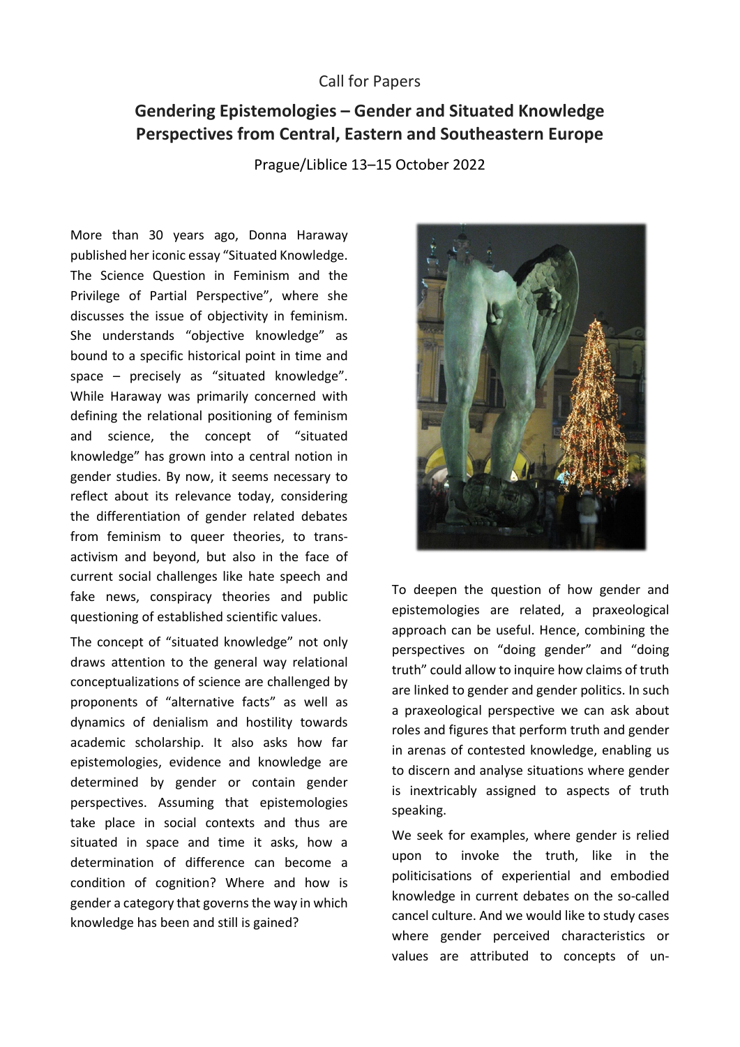Call for Papers

# Gendering Epistemologies – Gender and Situated Knowledge Perspectives from Central, Eastern and Southeastern Europe

Prague/Liblice 13–15 October 2022

More than 30 years ago, Donna Haraway published her iconic essay "Situated Knowledge. The Science Question in Feminism and the Privilege of Partial Perspective", where she discusses the issue of objectivity in feminism. She understands "objective knowledge" as bound to a specific historical point in time and space – precisely as "situated knowledge". While Haraway was primarily concerned with defining the relational positioning of feminism and science, the concept of "situated knowledge" has grown into a central notion in gender studies. By now, it seems necessary to reflect about its relevance today, considering the differentiation of gender related debates from feminism to queer theories, to trans-activism and beyond, but also in the face of current social challenges like hate speech and fake news, conspiracy theories and public questioning of established scientific values.

The concept of "situated knowledge" not only draws attention to the general way relational conceptualizations of science are challenged by proponents of "alternative facts" as well as dynamics of denialism and hostility towards academic scholarship. It also asks how far epistemologies, evidence and knowledge are determined by gender or contain gender perspectives. Assuming that epistemologies take place in social contexts and thus are situated in space and time it asks, how a determination of difference can become a condition of cognition? Where and how is gender a category that governs the way in which knowledge has been and still is gained?

To deepen the question of how gender and epistemologies are related, a praxeological approach can be useful. Hence, combining the perspectives on "doing gender" and "doing truth" could allow to inquire how claims of truth are linked to gender and gender politics. In such a praxeological perspective we can ask about roles and figures that perform truth and gender in arenas of contested knowledge, enabling us to discern and analyse situations where gender is inextricably assigned to aspects of truth speaking.

We seek for examples, where gender is relied upon to invoke the truth, like in the politicisations of experiential and embodied knowledge in current debates on the so-called cancel culture. And we would like to study cases where gender perceived characteristics or values are attributed to concepts of un-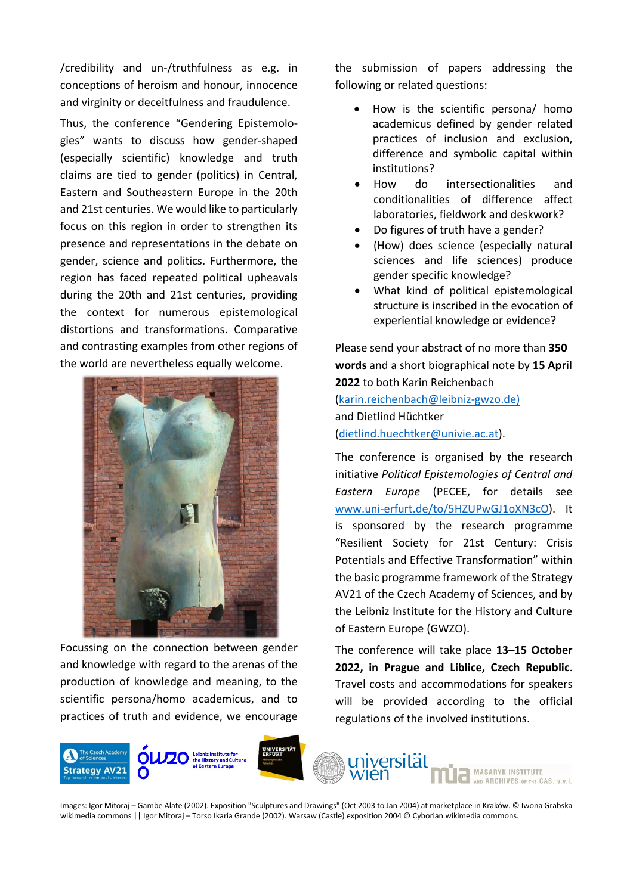/credibility and un-/truthfulness as e.g. in conceptions of heroism and honour, innocence and virginity or deceitfulness and fraudulence.

Thus, the conference "Gendering Epistemologies" wants to discuss how gender-shaped (especially scientific) knowledge and truth claims are tied to gender (politics) in Central, Eastern and Southeastern Europe in the 20th and 21st centuries. We would like to particularly focus on this region in order to strengthen its presence and representations in the debate on gender, science and politics. Furthermore, the region has faced repeated political upheavals during the 20th and 21st centuries, providing the context for numerous epistemological distortions and transformations. Comparative and contrasting examples from other regions of the world are nevertheless equally welcome.

Focussing on the connection between gender and knowledge with regard to the arenas of the production of knowledge and meaning, to the scientific persona/homo academicus, and to practices of truth and evidence, we encourage the submission of papers addressing the following or related questions:

- How is the scientific persona/ homo academicus defined by gender related practices of inclusion and exclusion, difference and symbolic capital within institutions?
- How do intersectionalities and conditionalities of difference affect laboratories, fieldwork and deskwork?
- Do figures of truth have a gender?
- (How) does science (especially natural sciences and life sciences) produce gender specific knowledge?
- What kind of political epistemological structure is inscribed in the evocation of experiential knowledge or evidence?

Please send your abstract of no more than **350 words** and a short biographical note by **15 April 2022** to both Karin Reichenbach (karin.reichenbach@leibniz-gwzo.de) and Dietlind Hüchtker (dietlind.huechtker@univie.ac.at).

The conference is organised by the research initiative *Political Epistemologies of Central and Eastern Europe* (PECEE, for details see www.uni-erfurt.de/to/5HZUPwGJ1oXN3cO). It is sponsored by the research programme "Resilient Society for 21st Century: Crisis Potentials and Effective Transformation" within the basic programme framework of the Strategy AV21 of the Czech Academy of Sciences, and by the Leibniz Institute for the History and Culture of Eastern Europe (GWZO).

The conference will take place **13–15 October 2022, in Prague and Liblice, Czech Republic**. Travel costs and accommodations for speakers will be provided according to the official regulations of the involved institutions.

The Czech Academy of Sciences Strategy AV21 Top research in the public interest | GWZO Leibniz Institute for the History and Culture of Eastern Europe | Universität Erfurt Philosophische Fakultät | universität wien | MÚA Masaryk Institute and Archives of the CAS, v.v.i.

Images: Igor Mitoraj – Gambe Alate (2002). Exposition "Sculptures and Drawings" (Oct 2003 to Jan 2004) at marketplace in Kraków. © Iwona Grabska wikimedia commons || Igor Mitoraj – Torso Ikaria Grande (2002). Warsaw (Castle) exposition 2004 © Cyborian wikimedia commons.